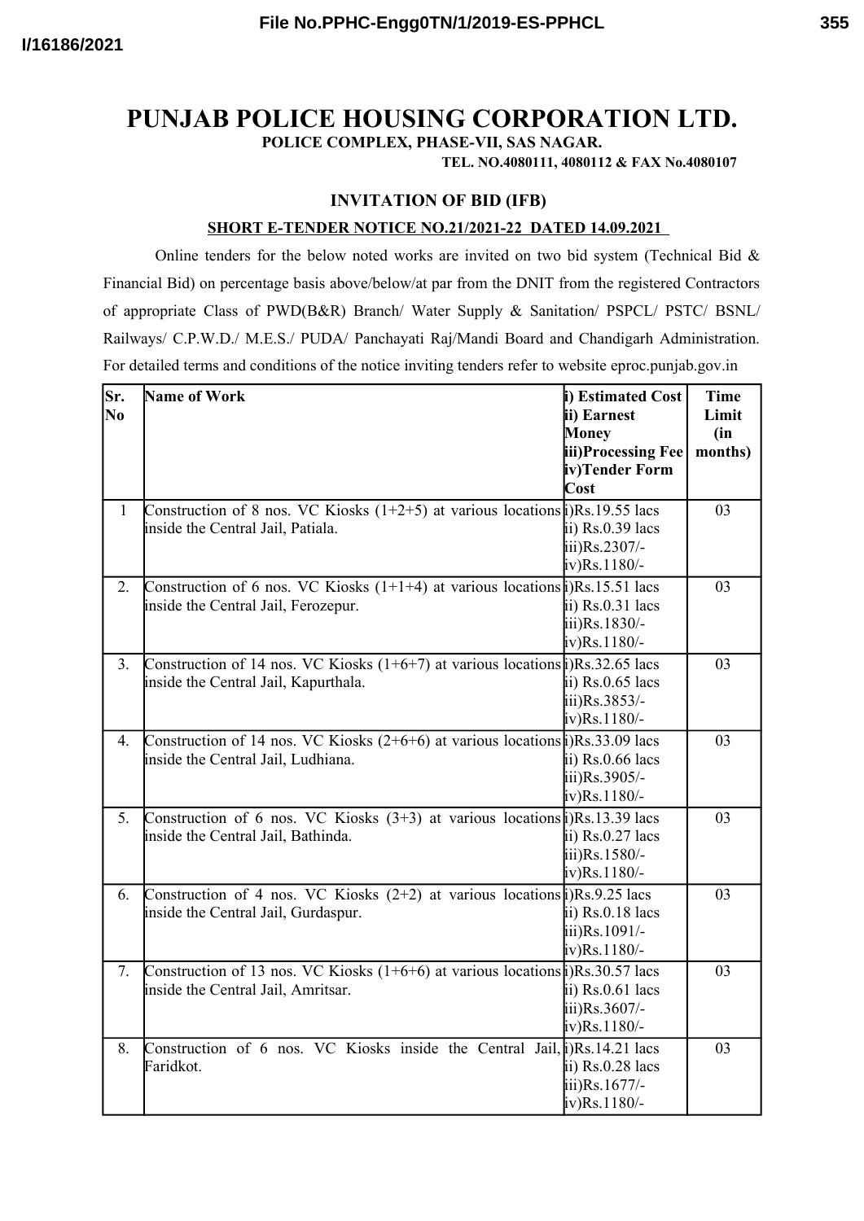# PUNJAB POLICE HOUSING CORPORATION LTD.

**POLICE COMPLEX, PHASE-VII, SAS NAGAR.**

**TEL. NO.4080111, 4080112 & FAX No.4080107**

## INVITATION OF BID (IFB)

**SHORT E-TENDER NOTICE NO.21/2021-22 DATED 14.09.2021**

Online tenders for the below noted works are invited on two bid system (Technical Bid & Financial Bid) on percentage basis above/below/at par from the DNIT from the registered Contractors of appropriate Class of PWD(B&R) Branch/ Water Supply & Sanitation/ PSPCL/ PSTC/ BSNL/ Railways/ C.P.W.D./ M.E.S./ PUDA/ Panchayati Raj/Mandi Board and Chandigarh Administration. For detailed terms and conditions of the notice inviting tenders refer to website eproc.punjab.gov.in

| Sr. No | Name of Work | i) Estimated Cost ii) Earnest Money iii)Processing Fee iv)Tender Form Cost | Time Limit (in months) |
|---|---|---|---|
| 1 | Construction of 8 nos. VC Kiosks (1+2+5) at various locations inside the Central Jail, Patiala. | i)Rs.19.55 lacs ii) Rs.0.39 lacs iii)Rs.2307/- iv)Rs.1180/- | 03 |
| 2. | Construction of 6 nos. VC Kiosks (1+1+4) at various locations inside the Central Jail, Ferozepur. | i)Rs.15.51 lacs ii) Rs.0.31 lacs iii)Rs.1830/- iv)Rs.1180/- | 03 |
| 3. | Construction of 14 nos. VC Kiosks (1+6+7) at various locations inside the Central Jail, Kapurthala. | i)Rs.32.65 lacs ii) Rs.0.65 lacs iii)Rs.3853/- iv)Rs.1180/- | 03 |
| 4. | Construction of 14 nos. VC Kiosks (2+6+6) at various locations inside the Central Jail, Ludhiana. | i)Rs.33.09 lacs ii) Rs.0.66 lacs iii)Rs.3905/- iv)Rs.1180/- | 03 |
| 5. | Construction of 6 nos. VC Kiosks (3+3) at various locations inside the Central Jail, Bathinda. | i)Rs.13.39 lacs ii) Rs.0.27 lacs iii)Rs.1580/- iv)Rs.1180/- | 03 |
| 6. | Construction of 4 nos. VC Kiosks (2+2) at various locations inside the Central Jail, Gurdaspur. | i)Rs.9.25 lacs ii) Rs.0.18 lacs iii)Rs.1091/- iv)Rs.1180/- | 03 |
| 7. | Construction of 13 nos. VC Kiosks (1+6+6) at various locations inside the Central Jail, Amritsar. | i)Rs.30.57 lacs ii) Rs.0.61 lacs iii)Rs.3607/- iv)Rs.1180/- | 03 |
| 8. | Construction of 6 nos. VC Kiosks inside the Central Jail, Faridkot. | i)Rs.14.21 lacs ii) Rs.0.28 lacs iii)Rs.1677/- iv)Rs.1180/- | 03 |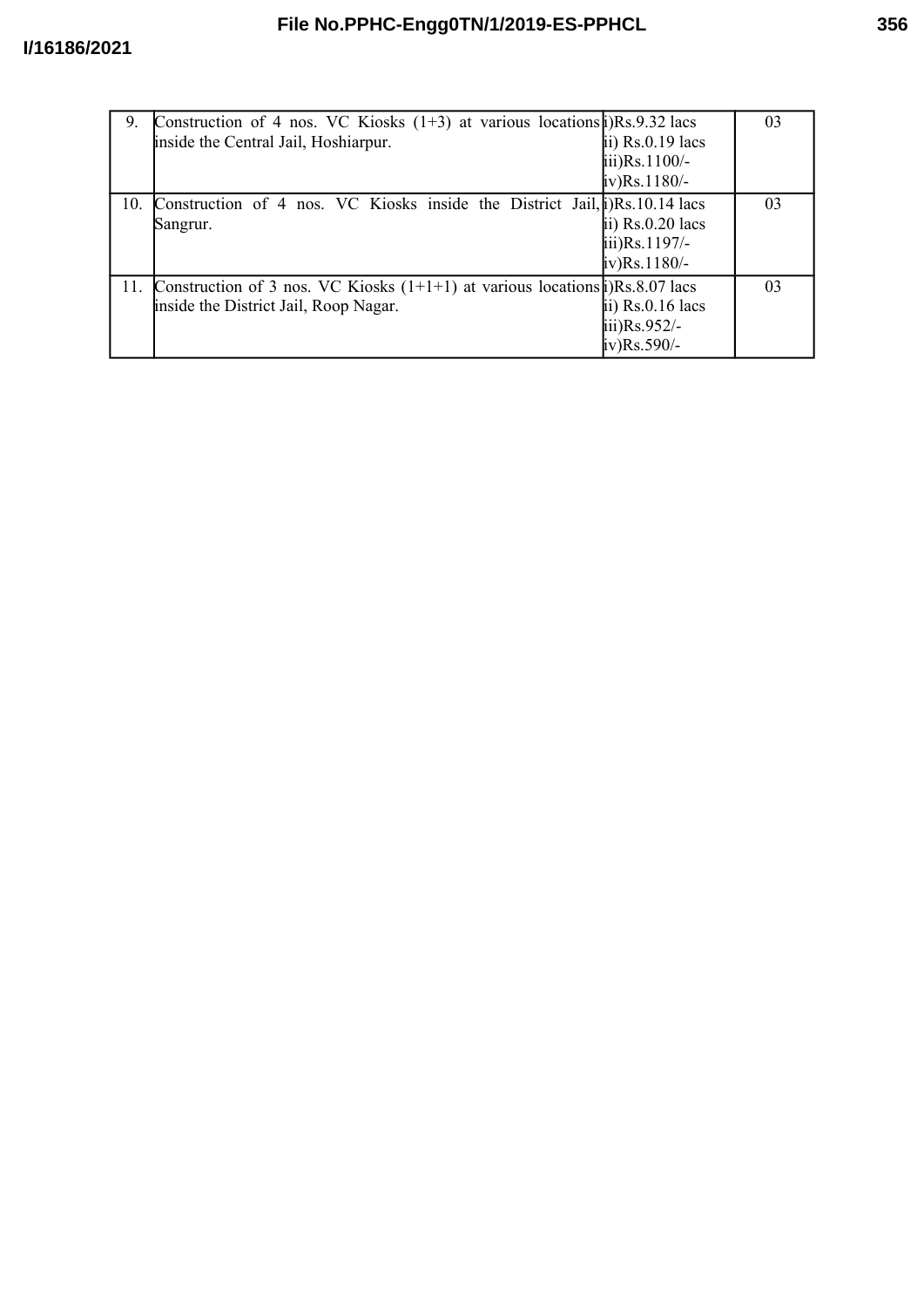| 9. | Construction of 4 nos. VC Kiosks (1+3) at various locations inside the Central Jail, Hoshiarpur. | i)Rs.9.32 lacs<br>ii) Rs.0.19 lacs<br>iii)Rs.1100/-<br>iv)Rs.1180/- | 03 |
|---|---|---|---|
| 10. | Construction of 4 nos. VC Kiosks inside the District Jail, Sangrur. | i)Rs.10.14 lacs<br>ii) Rs.0.20 lacs<br>iii)Rs.1197/-<br>iv)Rs.1180/- | 03 |
| 11. | Construction of 3 nos. VC Kiosks (1+1+1) at various locations inside the District Jail, Roop Nagar. | i)Rs.8.07 lacs<br>ii) Rs.0.16 lacs<br>iii)Rs.952/-<br>iv)Rs.590/- | 03 |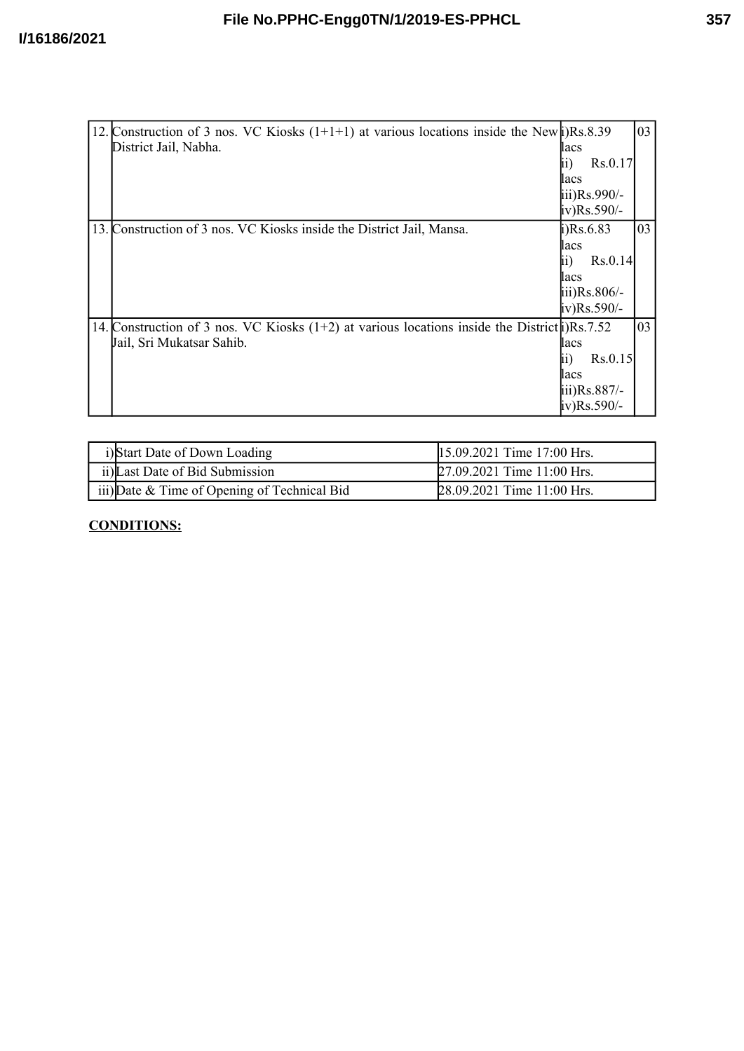| 12. | Construction of 3 nos. VC Kiosks (1+1+1) at various locations inside the New District Jail, Nabha. | i)Rs.8.39 lacs<br>ii) Rs.0.17 lacs<br>iii)Rs.990/-<br>iv)Rs.590/- | 03 |
|---|---|---|---|
| 13. | Construction of 3 nos. VC Kiosks inside the District Jail, Mansa. | i)Rs.6.83 lacs<br>ii) Rs.0.14 lacs<br>iii)Rs.806/-<br>iv)Rs.590/- | 03 |
| 14. | Construction of 3 nos. VC Kiosks (1+2) at various locations inside the District Jail, Sri Mukatsar Sahib. | i)Rs.7.52 lacs<br>ii) Rs.0.15 lacs<br>iii)Rs.887/-<br>iv)Rs.590/- | 03 |

| i) | Start Date of Down Loading | 15.09.2021 Time 17:00 Hrs. |
|---|---|---|
| ii) | Last Date of Bid Submission | 27.09.2021 Time 11:00 Hrs. |
| iii) | Date & Time of Opening of Technical Bid | 28.09.2021 Time 11:00 Hrs. |

**CONDITIONS:**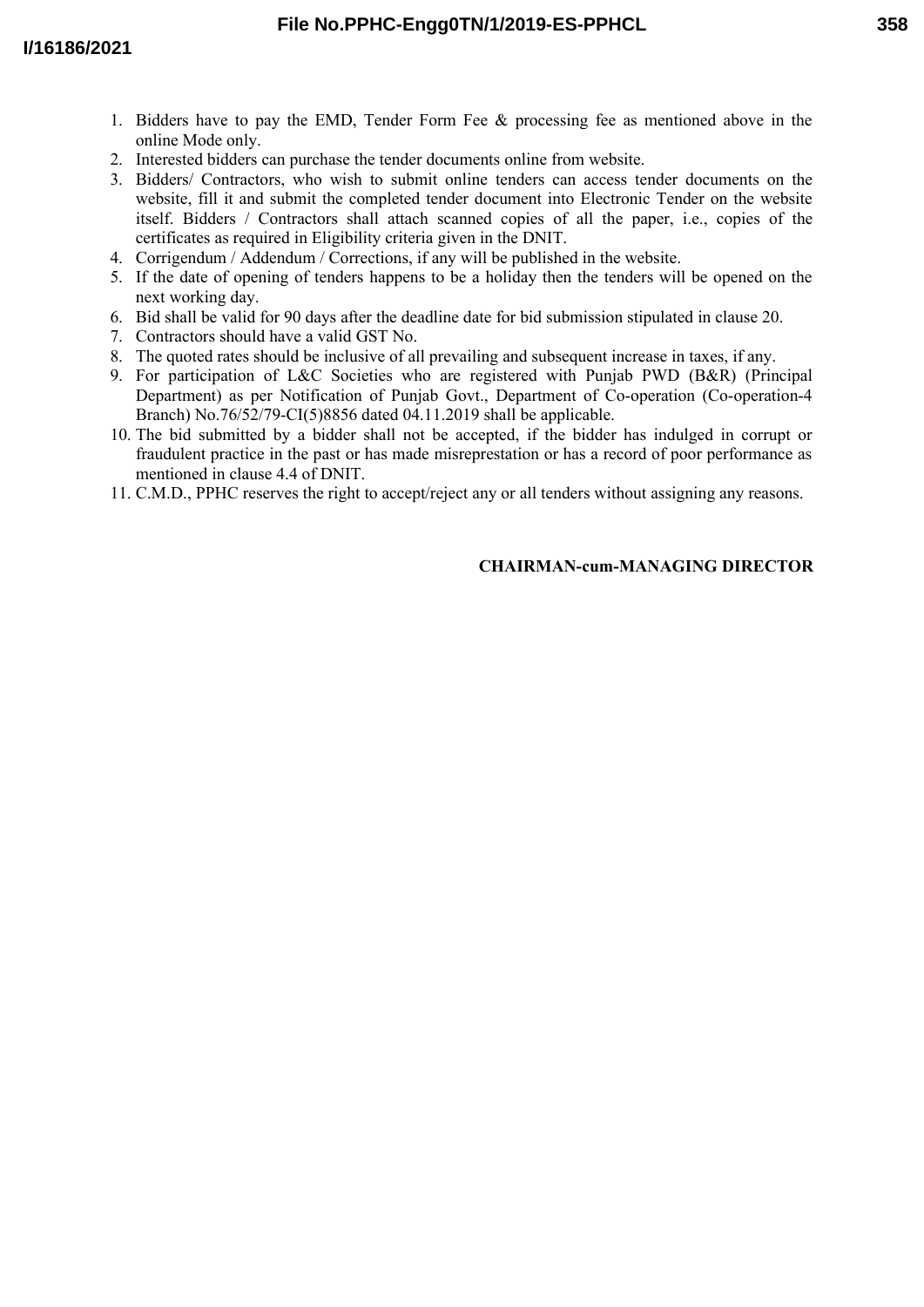1. Bidders have to pay the EMD, Tender Form Fee & processing fee as mentioned above in the online Mode only.
2. Interested bidders can purchase the tender documents online from website.
3. Bidders/ Contractors, who wish to submit online tenders can access tender documents on the website, fill it and submit the completed tender document into Electronic Tender on the website itself. Bidders / Contractors shall attach scanned copies of all the paper, i.e., copies of the certificates as required in Eligibility criteria given in the DNIT.
4. Corrigendum / Addendum / Corrections, if any will be published in the website.
5. If the date of opening of tenders happens to be a holiday then the tenders will be opened on the next working day.
6. Bid shall be valid for 90 days after the deadline date for bid submission stipulated in clause 20.
7. Contractors should have a valid GST No.
8. The quoted rates should be inclusive of all prevailing and subsequent increase in taxes, if any.
9. For participation of L&C Societies who are registered with Punjab PWD (B&R) (Principal Department) as per Notification of Punjab Govt., Department of Co-operation (Co-operation-4 Branch) No.76/52/79-CI(5)8856 dated 04.11.2019 shall be applicable.
10. The bid submitted by a bidder shall not be accepted, if the bidder has indulged in corrupt or fraudulent practice in the past or has made misreprestation or has a record of poor performance as mentioned in clause 4.4 of DNIT.
11. C.M.D., PPHC reserves the right to accept/reject any or all tenders without assigning any reasons.

**CHAIRMAN-cum-MANAGING DIRECTOR**